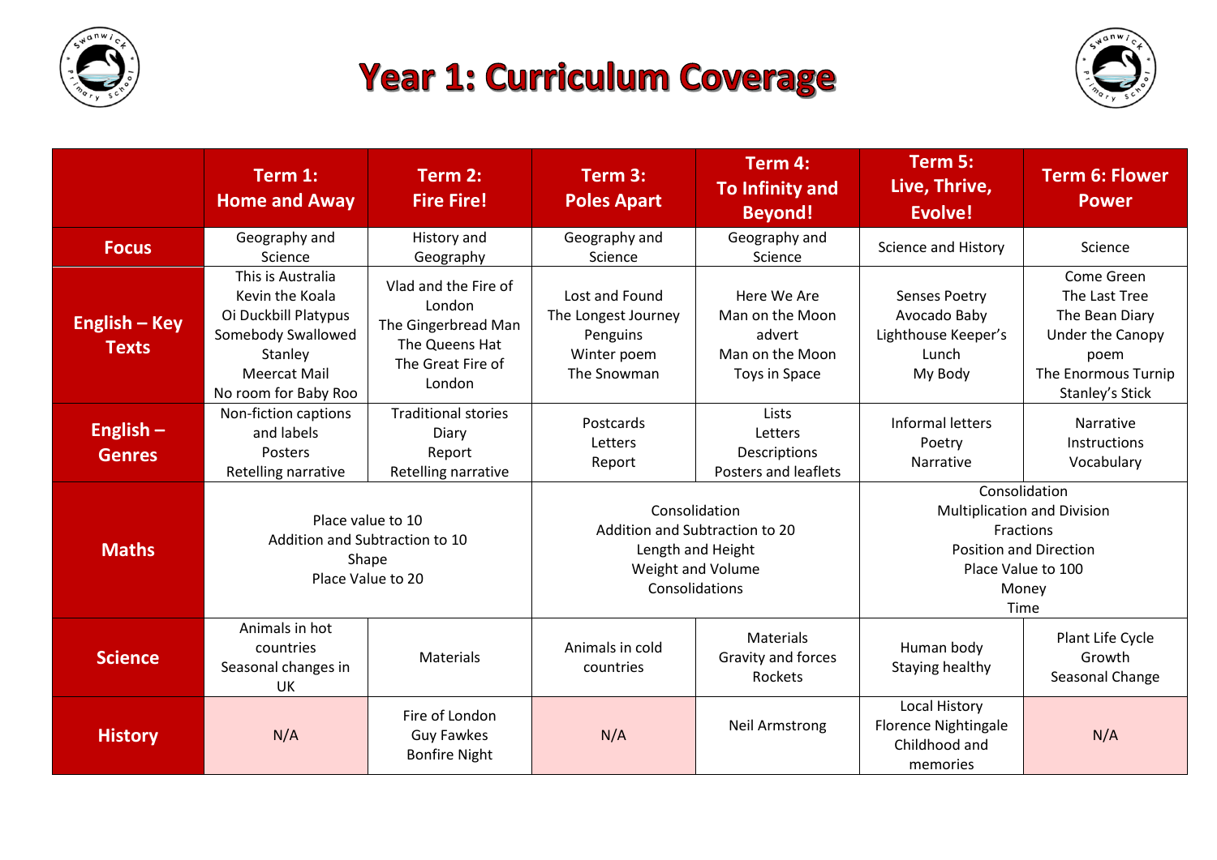# Year 1: Curriculum Coverage

| | Term 1: Home and Away | Term 2: Fire Fire! | Term 3: Poles Apart | Term 4: To Infinity and Beyond! | Term 5: Live, Thrive, Evolve! | Term 6: Flower Power |
|---|---|---|---|---|---|---|
| **Focus** | Geography and Science | History and Geography | Geography and Science | Geography and Science | Science and History | Science |
| **English – Key Texts** | This is Australia<br>Kevin the Koala<br>Oi Duckbill Platypus<br>Somebody Swallowed Stanley<br>Meercat Mail<br>No room for Baby Roo | Vlad and the Fire of London<br>The Gingerbread Man<br>The Queens Hat<br>The Great Fire of London | Lost and Found<br>The Longest Journey<br>Penguins<br>Winter poem<br>The Snowman | Here We Are<br>Man on the Moon advert<br>Man on the Moon<br>Toys in Space | Senses Poetry<br>Avocado Baby<br>Lighthouse Keeper's Lunch<br>My Body | Come Green<br>The Last Tree<br>The Bean Diary<br>Under the Canopy poem<br>The Enormous Turnip<br>Stanley's Stick |
| **English – Genres** | Non-fiction captions and labels<br>Posters<br>Retelling narrative | Traditional stories<br>Diary<br>Report<br>Retelling narrative | Postcards<br>Letters<br>Report | Lists<br>Letters<br>Descriptions<br>Posters and leaflets | Informal letters<br>Poetry<br>Narrative | Narrative<br>Instructions<br>Vocabulary |
| **Maths** | Place value to 10<br>Addition and Subtraction to 10<br>Shape<br>Place Value to 20 | | Consolidation<br>Addition and Subtraction to 20<br>Length and Height<br>Weight and Volume<br>Consolidations | | Consolidation<br>Multiplication and Division<br>Fractions<br>Position and Direction<br>Place Value to 100<br>Money<br>Time | |
| **Science** | Animals in hot countries<br>Seasonal changes in UK | Materials | Animals in cold countries | Materials<br>Gravity and forces<br>Rockets | Human body<br>Staying healthy | Plant Life Cycle<br>Growth<br>Seasonal Change |
| **History** | N/A | Fire of London<br>Guy Fawkes<br>Bonfire Night | N/A | Neil Armstrong | Local History<br>Florence Nightingale<br>Childhood and memories | N/A |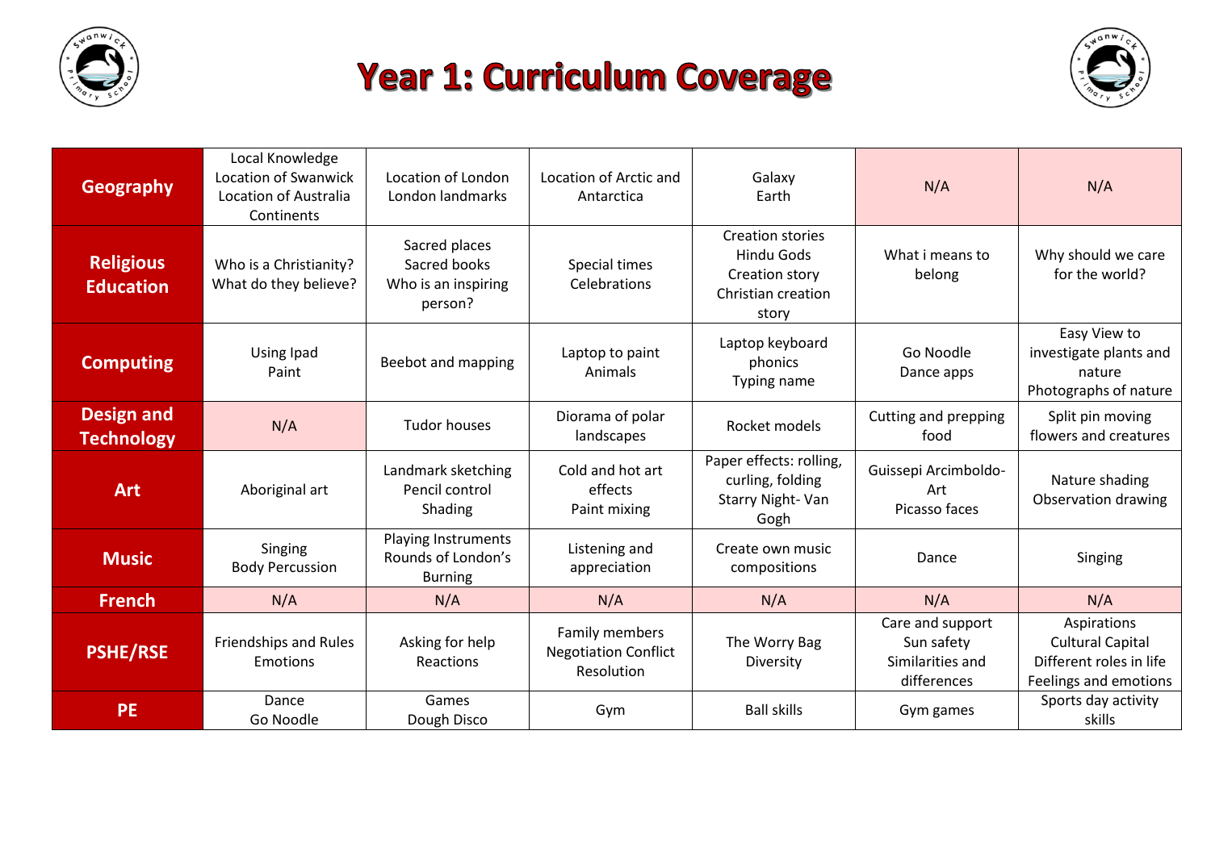# Year 1: Curriculum Coverage

| | | | | | | |
|---|---|---|---|---|---|---|
| **Geography** | Local Knowledge<br>Location of Swanwick<br>Location of Australia<br>Continents | Location of London<br>London landmarks | Location of Arctic and Antarctica | Galaxy<br>Earth | N/A | N/A |
| **Religious Education** | Who is a Christianity?<br>What do they believe? | Sacred places<br>Sacred books<br>Who is an inspiring person? | Special times<br>Celebrations | Creation stories<br>Hindu Gods<br>Creation story<br>Christian creation story | What i means to belong | Why should we care for the world? |
| **Computing** | Using Ipad<br>Paint | Beebot and mapping | Laptop to paint<br>Animals | Laptop keyboard phonics<br>Typing name | Go Noodle<br>Dance apps | Easy View to investigate plants and nature<br>Photographs of nature |
| **Design and Technology** | N/A | Tudor houses | Diorama of polar landscapes | Rocket models | Cutting and prepping food | Split pin moving flowers and creatures |
| **Art** | Aboriginal art | Landmark sketching<br>Pencil control<br>Shading | Cold and hot art effects<br>Paint mixing | Paper effects: rolling, curling, folding<br>Starry Night- Van Gogh | Guissepi Arcimboldo- Art<br>Picasso faces | Nature shading<br>Observation drawing |
| **Music** | Singing<br>Body Percussion | Playing Instruments<br>Rounds of London's Burning | Listening and appreciation | Create own music compositions | Dance | Singing |
| **French** | N/A | N/A | N/A | N/A | N/A | N/A |
| **PSHE/RSE** | Friendships and Rules<br>Emotions | Asking for help<br>Reactions | Family members<br>Negotiation Conflict Resolution | The Worry Bag<br>Diversity | Care and support<br>Sun safety<br>Similarities and differences | Aspirations<br>Cultural Capital<br>Different roles in life<br>Feelings and emotions |
| **PE** | Dance<br>Go Noodle | Games<br>Dough Disco | Gym | Ball skills | Gym games | Sports day activity skills |